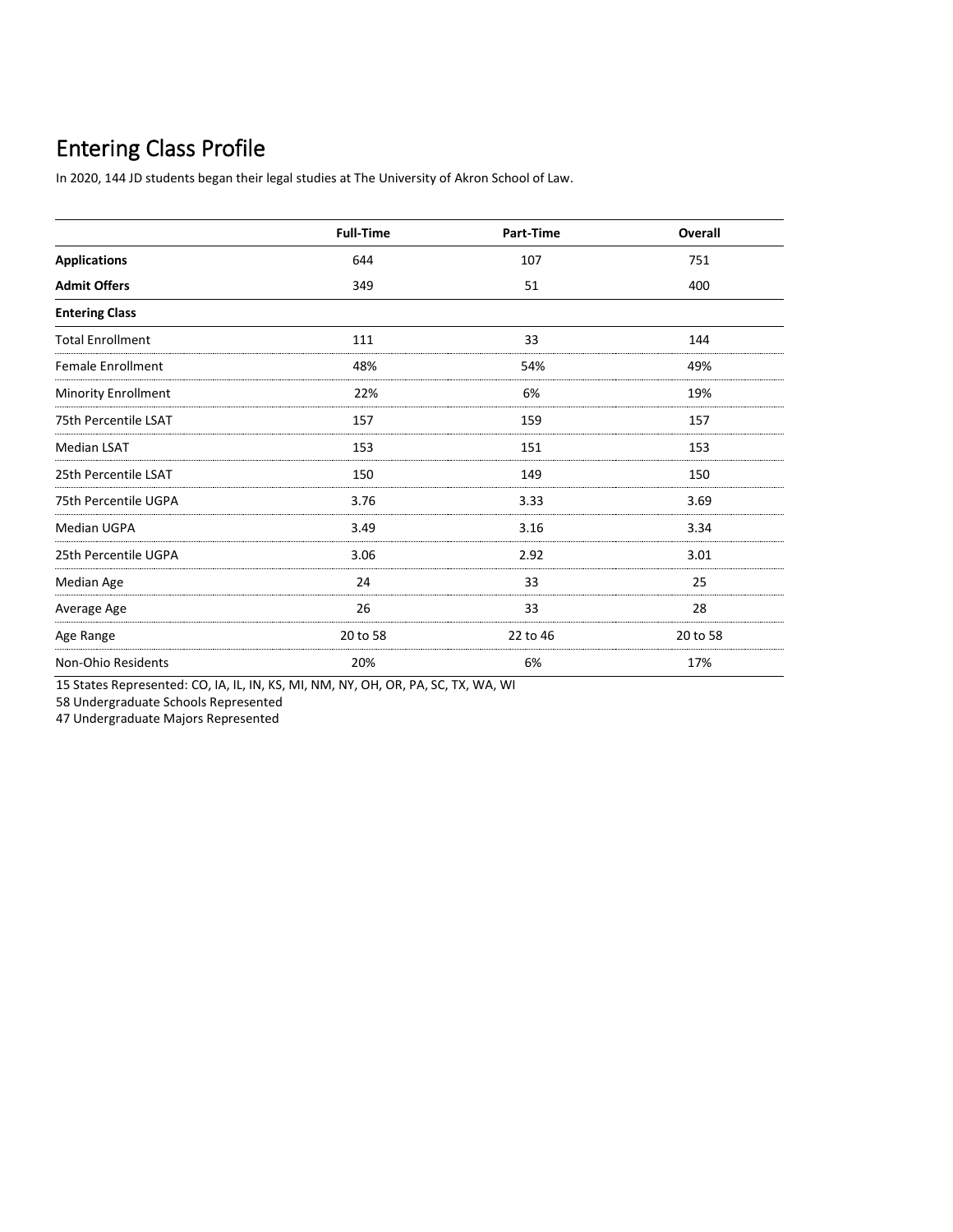# Entering Class Profile

In 2020, 144 JD students began their legal studies at The University of Akron School of Law.

| | Full-Time | Part-Time | Overall |
|---|---|---|---|
| **Applications** | 644 | 107 | 751 |
| **Admit Offers** | 349 | 51 | 400 |
| **Entering Class** | | | |
| Total Enrollment | 111 | 33 | 144 |
| Female Enrollment | 48% | 54% | 49% |
| Minority Enrollment | 22% | 6% | 19% |
| 75th Percentile LSAT | 157 | 159 | 157 |
| Median LSAT | 153 | 151 | 153 |
| 25th Percentile LSAT | 150 | 149 | 150 |
| 75th Percentile UGPA | 3.76 | 3.33 | 3.69 |
| Median UGPA | 3.49 | 3.16 | 3.34 |
| 25th Percentile UGPA | 3.06 | 2.92 | 3.01 |
| Median Age | 24 | 33 | 25 |
| Average Age | 26 | 33 | 28 |
| Age Range | 20 to 58 | 22 to 46 | 20 to 58 |
| Non-Ohio Residents | 20% | 6% | 17% |

15 States Represented: CO, IA, IL, IN, KS, MI, NM, NY, OH, OR, PA, SC, TX, WA, WI

58 Undergraduate Schools Represented

47 Undergraduate Majors Represented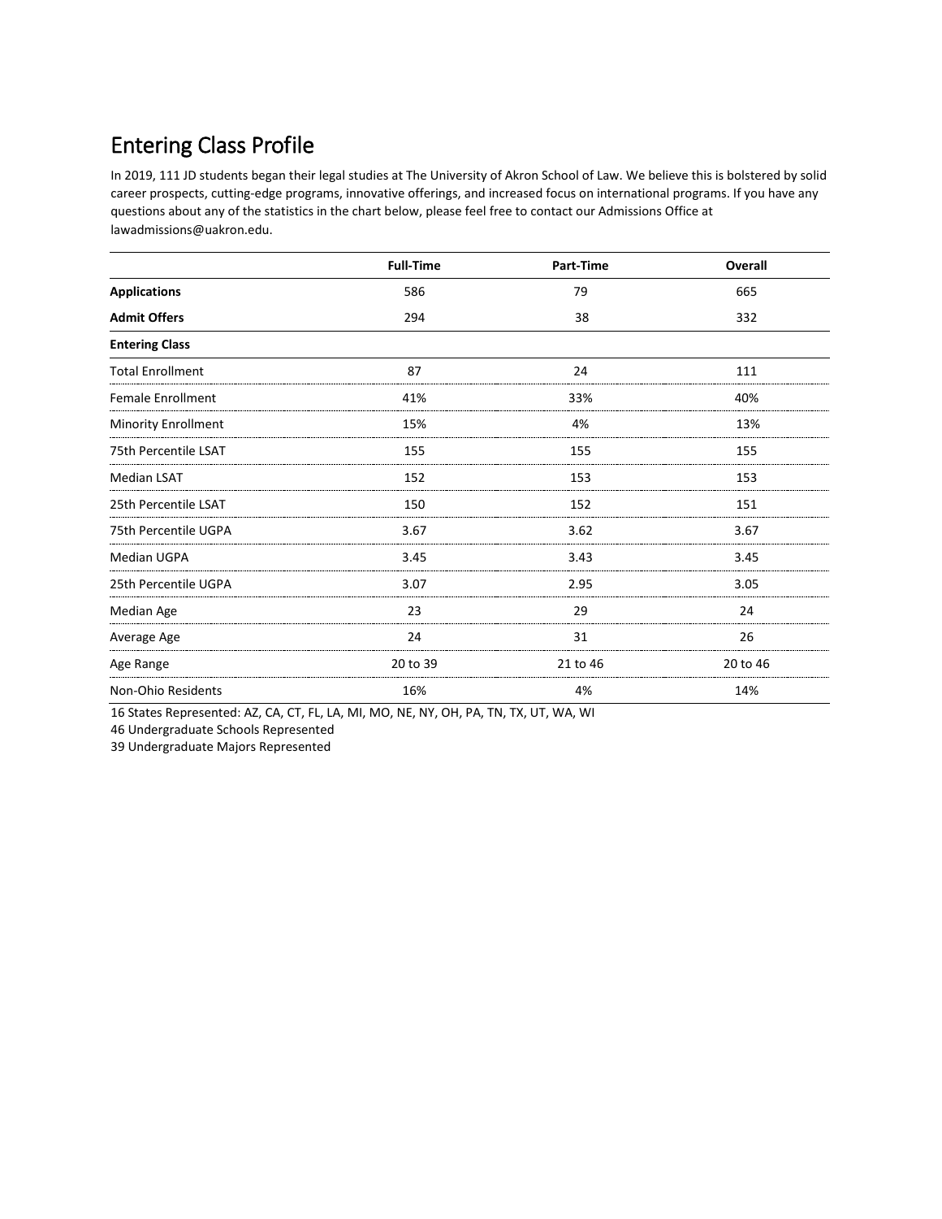## Entering Class Profile

In 2019, 111 JD students began their legal studies at The University of Akron School of Law. We believe this is bolstered by solid career prospects, cutting-edge programs, innovative offerings, and increased focus on international programs. If you have any questions about any of the statistics in the chart below, please feel free to contact our Admissions Office at lawadmissions@uakron.edu.

| | Full-Time | Part-Time | Overall |
|---|---|---|---|
| **Applications** | 586 | 79 | 665 |
| **Admit Offers** | 294 | 38 | 332 |
| **Entering Class** | | | |
| Total Enrollment | 87 | 24 | 111 |
| Female Enrollment | 41% | 33% | 40% |
| Minority Enrollment | 15% | 4% | 13% |
| 75th Percentile LSAT | 155 | 155 | 155 |
| Median LSAT | 152 | 153 | 153 |
| 25th Percentile LSAT | 150 | 152 | 151 |
| 75th Percentile UGPA | 3.67 | 3.62 | 3.67 |
| Median UGPA | 3.45 | 3.43 | 3.45 |
| 25th Percentile UGPA | 3.07 | 2.95 | 3.05 |
| Median Age | 23 | 29 | 24 |
| Average Age | 24 | 31 | 26 |
| Age Range | 20 to 39 | 21 to 46 | 20 to 46 |
| Non-Ohio Residents | 16% | 4% | 14% |

16 States Represented: AZ, CA, CT, FL, LA, MI, MO, NE, NY, OH, PA, TN, TX, UT, WA, WI

46 Undergraduate Schools Represented

39 Undergraduate Majors Represented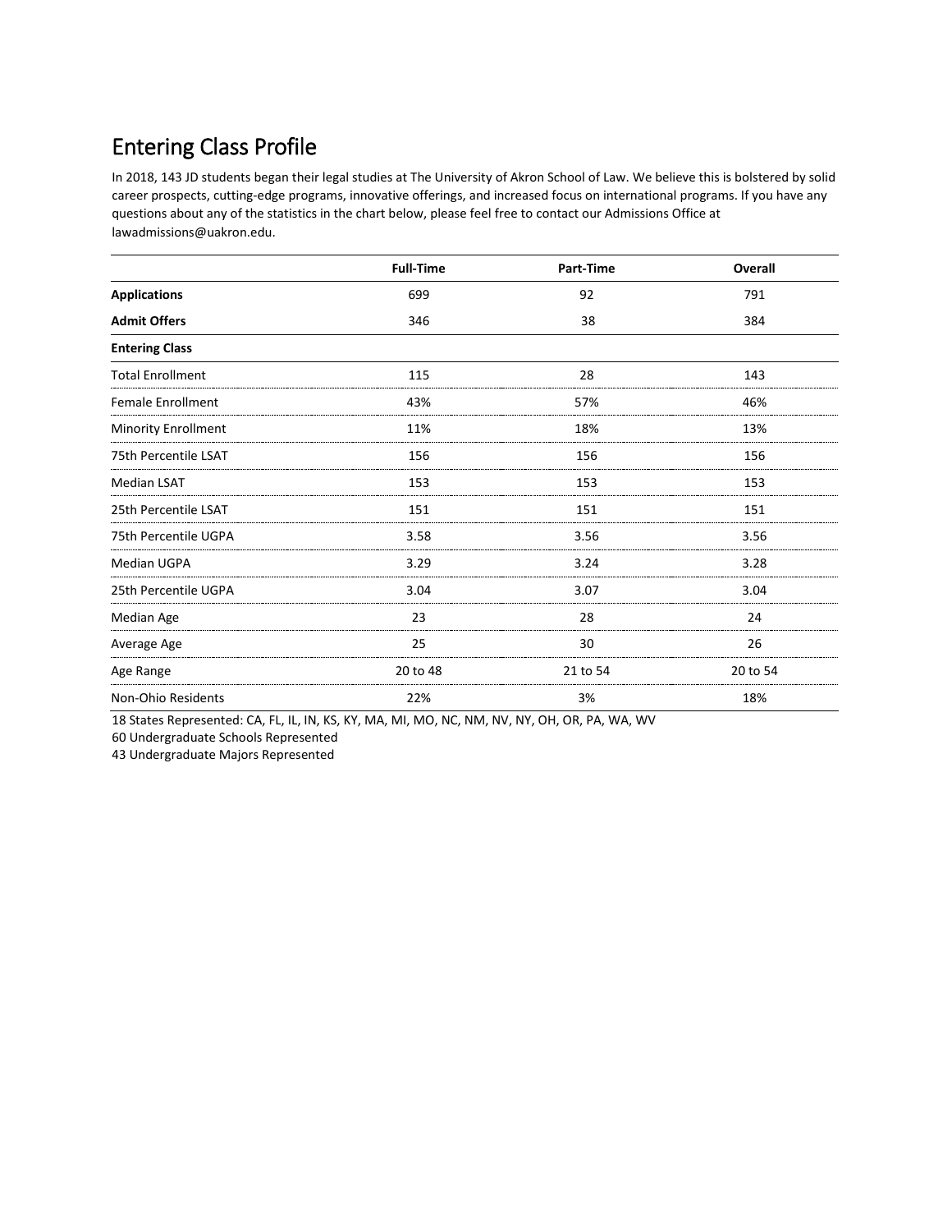# Entering Class Profile

In 2018, 143 JD students began their legal studies at The University of Akron School of Law. We believe this is bolstered by solid career prospects, cutting-edge programs, innovative offerings, and increased focus on international programs. If you have any questions about any of the statistics in the chart below, please feel free to contact our Admissions Office at lawadmissions@uakron.edu.

| | Full-Time | Part-Time | Overall |
|---|---|---|---|
| **Applications** | 699 | 92 | 791 |
| **Admit Offers** | 346 | 38 | 384 |
| **Entering Class** | | | |
| Total Enrollment | 115 | 28 | 143 |
| Female Enrollment | 43% | 57% | 46% |
| Minority Enrollment | 11% | 18% | 13% |
| 75th Percentile LSAT | 156 | 156 | 156 |
| Median LSAT | 153 | 153 | 153 |
| 25th Percentile LSAT | 151 | 151 | 151 |
| 75th Percentile UGPA | 3.58 | 3.56 | 3.56 |
| Median UGPA | 3.29 | 3.24 | 3.28 |
| 25th Percentile UGPA | 3.04 | 3.07 | 3.04 |
| Median Age | 23 | 28 | 24 |
| Average Age | 25 | 30 | 26 |
| Age Range | 20 to 48 | 21 to 54 | 20 to 54 |
| Non-Ohio Residents | 22% | 3% | 18% |

18 States Represented: CA, FL, IL, IN, KS, KY, MA, MI, MO, NC, NM, NV, NY, OH, OR, PA, WA, WV

60 Undergraduate Schools Represented

43 Undergraduate Majors Represented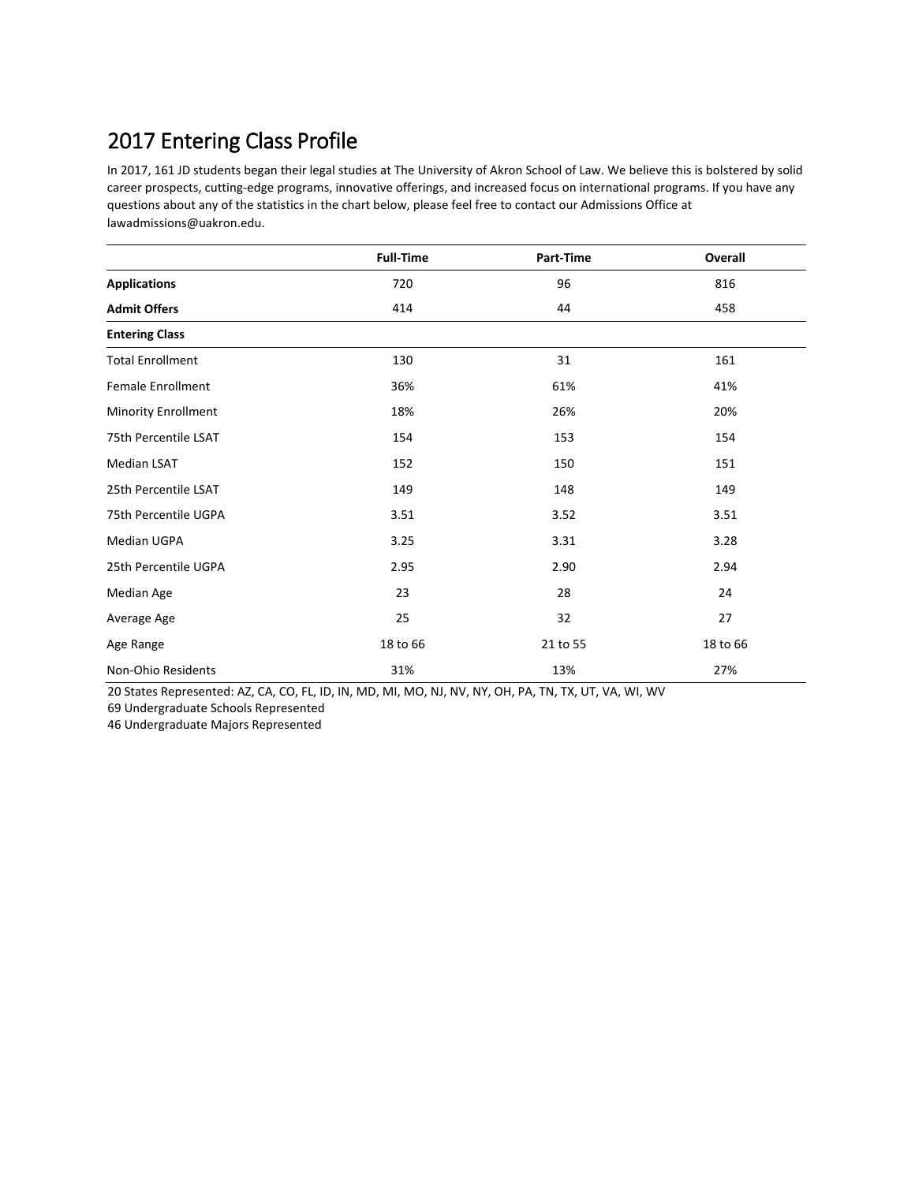# 2017 Entering Class Profile

In 2017, 161 JD students began their legal studies at The University of Akron School of Law. We believe this is bolstered by solid career prospects, cutting-edge programs, innovative offerings, and increased focus on international programs. If you have any questions about any of the statistics in the chart below, please feel free to contact our Admissions Office at lawadmissions@uakron.edu.

| | Full-Time | Part-Time | Overall |
|---|---|---|---|
| **Applications** | 720 | 96 | 816 |
| **Admit Offers** | 414 | 44 | 458 |
| **Entering Class** | | | |
| Total Enrollment | 130 | 31 | 161 |
| Female Enrollment | 36% | 61% | 41% |
| Minority Enrollment | 18% | 26% | 20% |
| 75th Percentile LSAT | 154 | 153 | 154 |
| Median LSAT | 152 | 150 | 151 |
| 25th Percentile LSAT | 149 | 148 | 149 |
| 75th Percentile UGPA | 3.51 | 3.52 | 3.51 |
| Median UGPA | 3.25 | 3.31 | 3.28 |
| 25th Percentile UGPA | 2.95 | 2.90 | 2.94 |
| Median Age | 23 | 28 | 24 |
| Average Age | 25 | 32 | 27 |
| Age Range | 18 to 66 | 21 to 55 | 18 to 66 |
| Non-Ohio Residents | 31% | 13% | 27% |

20 States Represented: AZ, CA, CO, FL, ID, IN, MD, MI, MO, NJ, NV, NY, OH, PA, TN, TX, UT, VA, WI, WV

69 Undergraduate Schools Represented

46 Undergraduate Majors Represented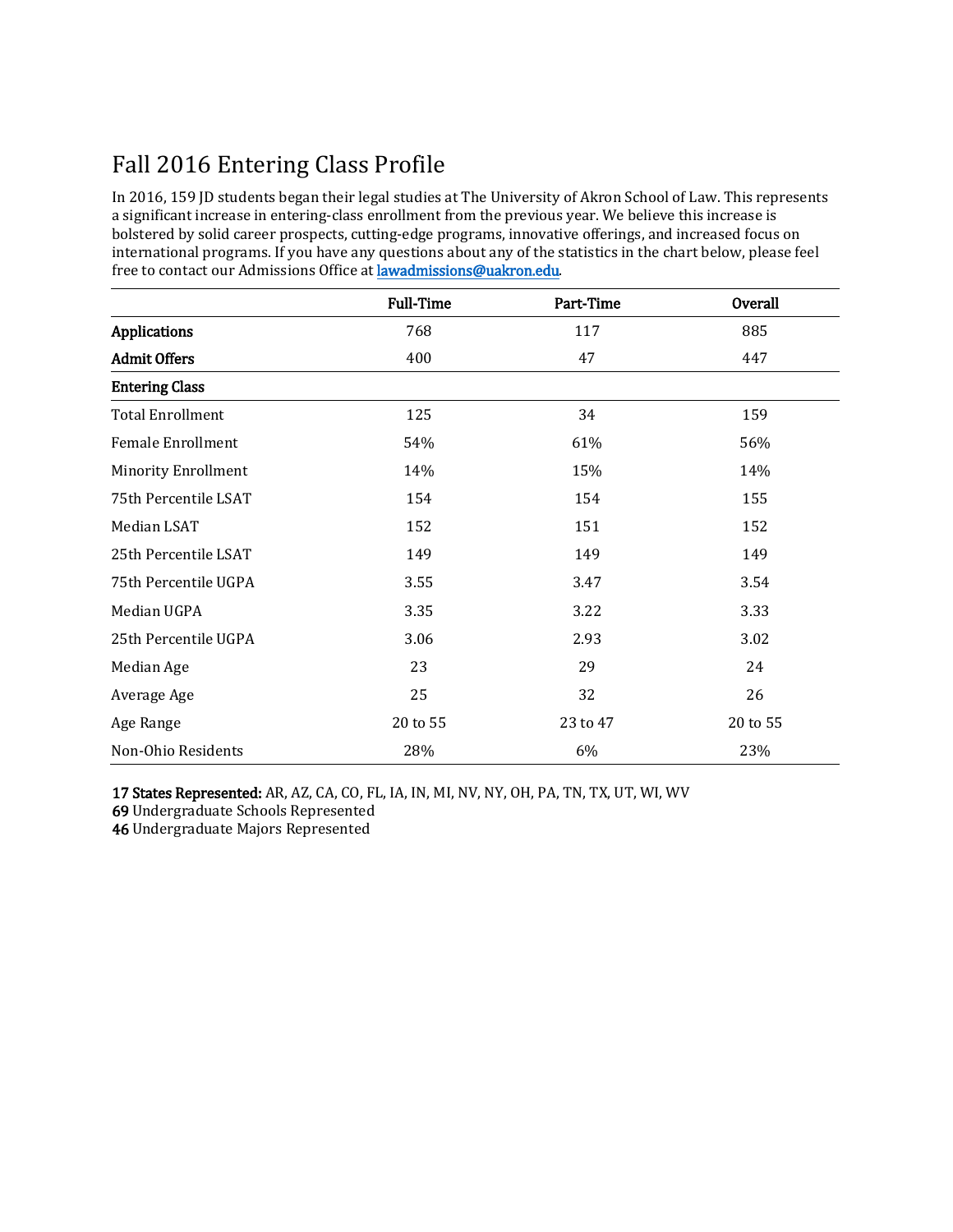# Fall 2016 Entering Class Profile

In 2016, 159 JD students began their legal studies at The University of Akron School of Law. This represents a significant increase in entering-class enrollment from the previous year. We believe this increase is bolstered by solid career prospects, cutting-edge programs, innovative offerings, and increased focus on international programs. If you have any questions about any of the statistics in the chart below, please feel free to contact our Admissions Office at [lawadmissions@uakron.edu](mailto:lawadmissions@uakron.edu).

| | Full-Time | Part-Time | Overall |
|---|---|---|---|
| **Applications** | 768 | 117 | 885 |
| **Admit Offers** | 400 | 47 | 447 |
| **Entering Class** | | | |
| Total Enrollment | 125 | 34 | 159 |
| Female Enrollment | 54% | 61% | 56% |
| Minority Enrollment | 14% | 15% | 14% |
| 75th Percentile LSAT | 154 | 154 | 155 |
| Median LSAT | 152 | 151 | 152 |
| 25th Percentile LSAT | 149 | 149 | 149 |
| 75th Percentile UGPA | 3.55 | 3.47 | 3.54 |
| Median UGPA | 3.35 | 3.22 | 3.33 |
| 25th Percentile UGPA | 3.06 | 2.93 | 3.02 |
| Median Age | 23 | 29 | 24 |
| Average Age | 25 | 32 | 26 |
| Age Range | 20 to 55 | 23 to 47 | 20 to 55 |
| Non-Ohio Residents | 28% | 6% | 23% |

**17 States Represented:** AR, AZ, CA, CO, FL, IA, IN, MI, NV, NY, OH, PA, TN, TX, UT, WI, WV

**69** Undergraduate Schools Represented

**46** Undergraduate Majors Represented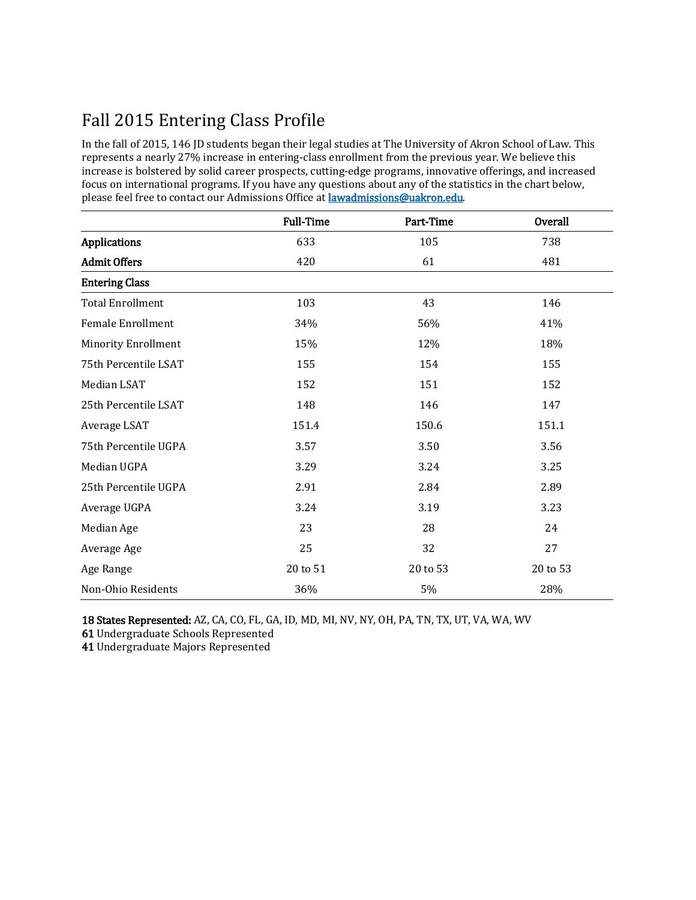# Fall 2015 Entering Class Profile

In the fall of 2015, 146 JD students began their legal studies at The University of Akron School of Law. This represents a nearly 27% increase in entering-class enrollment from the previous year. We believe this increase is bolstered by solid career prospects, cutting-edge programs, innovative offerings, and increased focus on international programs. If you have any questions about any of the statistics in the chart below, please feel free to contact our Admissions Office at [lawadmissions@uakron.edu](mailto:lawadmissions@uakron.edu).

| | Full-Time | Part-Time | Overall |
|---|---|---|---|
| **Applications** | 633 | 105 | 738 |
| **Admit Offers** | 420 | 61 | 481 |
| **Entering Class** | | | |
| Total Enrollment | 103 | 43 | 146 |
| Female Enrollment | 34% | 56% | 41% |
| Minority Enrollment | 15% | 12% | 18% |
| 75th Percentile LSAT | 155 | 154 | 155 |
| Median LSAT | 152 | 151 | 152 |
| 25th Percentile LSAT | 148 | 146 | 147 |
| Average LSAT | 151.4 | 150.6 | 151.1 |
| 75th Percentile UGPA | 3.57 | 3.50 | 3.56 |
| Median UGPA | 3.29 | 3.24 | 3.25 |
| 25th Percentile UGPA | 2.91 | 2.84 | 2.89 |
| Average UGPA | 3.24 | 3.19 | 3.23 |
| Median Age | 23 | 28 | 24 |
| Average Age | 25 | 32 | 27 |
| Age Range | 20 to 51 | 20 to 53 | 20 to 53 |
| Non-Ohio Residents | 36% | 5% | 28% |

**18 States Represented:** AZ, CA, CO, FL, GA, ID, MD, MI, NV, NY, OH, PA, TN, TX, UT, VA, WA, WV

**61** Undergraduate Schools Represented

**41** Undergraduate Majors Represented